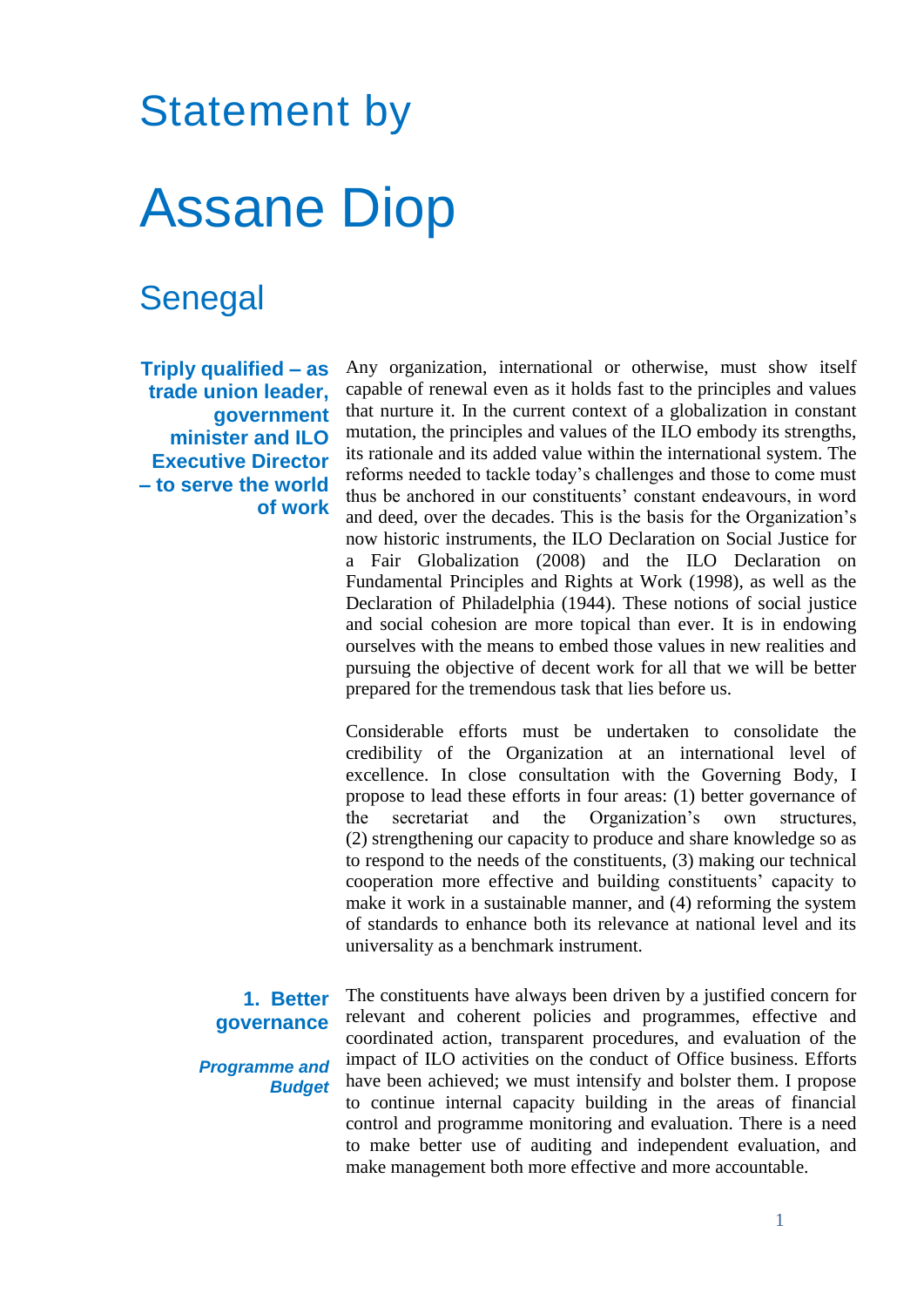# Statement by

# Assane Diop

## Senegal

**Triply qualified – as trade union leader, government minister and ILO Executive Director – to serve the world of work**

Any organization, international or otherwise, must show itself capable of renewal even as it holds fast to the principles and values that nurture it. In the current context of a globalization in constant mutation, the principles and values of the ILO embody its strengths, its rationale and its added value within the international system. The reforms needed to tackle today's challenges and those to come must thus be anchored in our constituents' constant endeavours, in word and deed, over the decades. This is the basis for the Organization's now historic instruments, the ILO Declaration on Social Justice for a Fair Globalization (2008) and the ILO Declaration on Fundamental Principles and Rights at Work (1998), as well as the Declaration of Philadelphia (1944). These notions of social justice and social cohesion are more topical than ever. It is in endowing ourselves with the means to embed those values in new realities and pursuing the objective of decent work for all that we will be better prepared for the tremendous task that lies before us.

Considerable efforts must be undertaken to consolidate the credibility of the Organization at an international level of excellence. In close consultation with the Governing Body, I propose to lead these efforts in four areas: (1) better governance of the secretariat and the Organization's own structures, (2) strengthening our capacity to produce and share knowledge so as to respond to the needs of the constituents, (3) making our technical cooperation more effective and building constituents' capacity to make it work in a sustainable manner, and (4) reforming the system of standards to enhance both its relevance at national level and its universality as a benchmark instrument.

### 1. Better governance

#### *Programme and Budget*

The constituents have always been driven by a justified concern for relevant and coherent policies and programmes, effective and coordinated action, transparent procedures, and evaluation of the impact of ILO activities on the conduct of Office business. Efforts have been achieved; we must intensify and bolster them. I propose to continue internal capacity building in the areas of financial control and programme monitoring and evaluation. There is a need to make better use of auditing and independent evaluation, and make management both more effective and more accountable.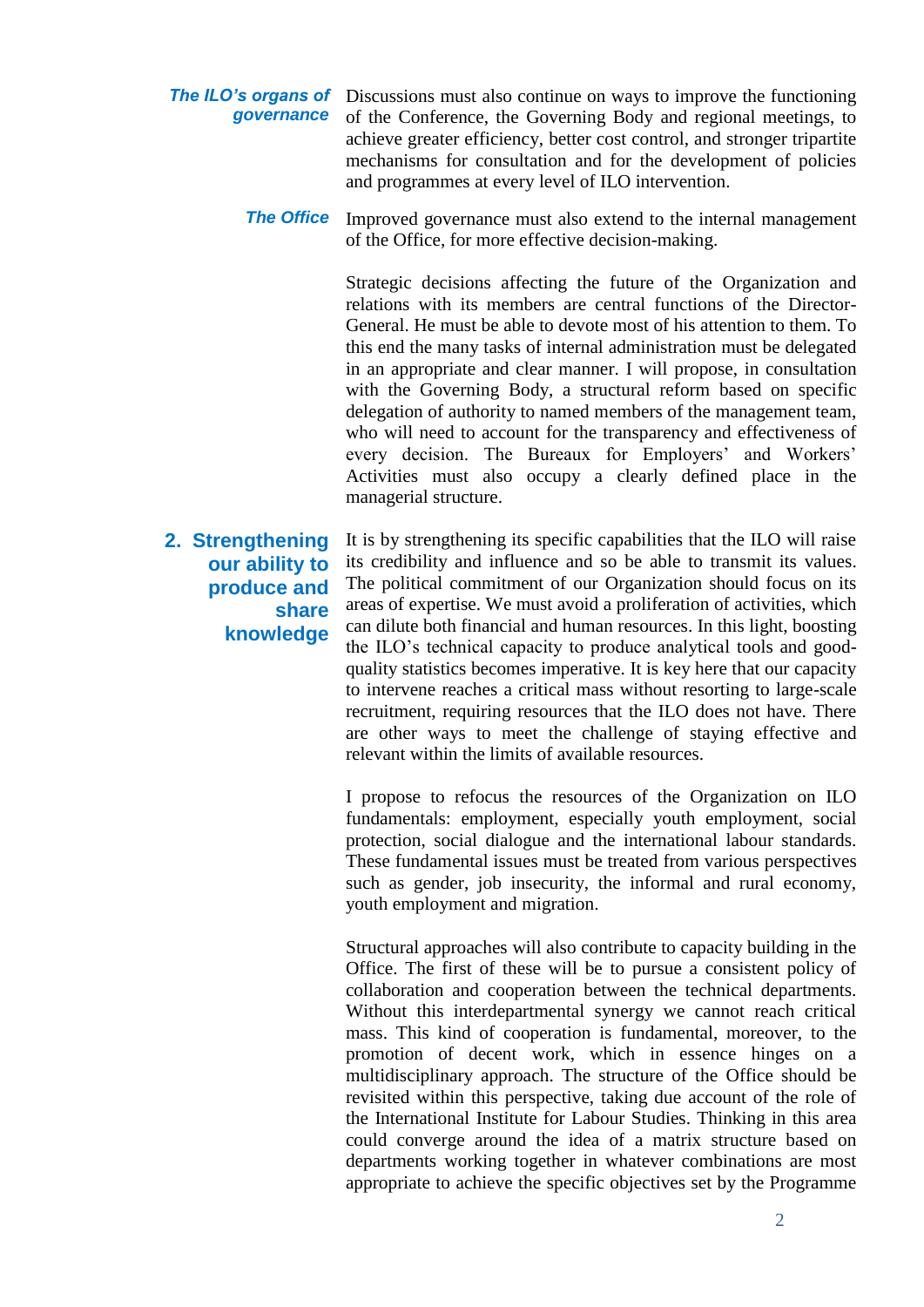### *The ILO's organs of governance*

Discussions must also continue on ways to improve the functioning of the Conference, the Governing Body and regional meetings, to achieve greater efficiency, better cost control, and stronger tripartite mechanisms for consultation and for the development of policies and programmes at every level of ILO intervention.

### *The Office*

Improved governance must also extend to the internal management of the Office, for more effective decision-making.

Strategic decisions affecting the future of the Organization and relations with its members are central functions of the Director-General. He must be able to devote most of his attention to them. To this end the many tasks of internal administration must be delegated in an appropriate and clear manner. I will propose, in consultation with the Governing Body, a structural reform based on specific delegation of authority to named members of the management team, who will need to account for the transparency and effectiveness of every decision. The Bureaux for Employers' and Workers' Activities must also occupy a clearly defined place in the managerial structure.

## 2. Strengthening our ability to produce and share knowledge

It is by strengthening its specific capabilities that the ILO will raise its credibility and influence and so be able to transmit its values. The political commitment of our Organization should focus on its areas of expertise. We must avoid a proliferation of activities, which can dilute both financial and human resources. In this light, boosting the ILO's technical capacity to produce analytical tools and good-quality statistics becomes imperative. It is key here that our capacity to intervene reaches a critical mass without resorting to large-scale recruitment, requiring resources that the ILO does not have. There are other ways to meet the challenge of staying effective and relevant within the limits of available resources.

I propose to refocus the resources of the Organization on ILO fundamentals: employment, especially youth employment, social protection, social dialogue and the international labour standards. These fundamental issues must be treated from various perspectives such as gender, job insecurity, the informal and rural economy, youth employment and migration.

Structural approaches will also contribute to capacity building in the Office. The first of these will be to pursue a consistent policy of collaboration and cooperation between the technical departments. Without this interdepartmental synergy we cannot reach critical mass. This kind of cooperation is fundamental, moreover, to the promotion of decent work, which in essence hinges on a multidisciplinary approach. The structure of the Office should be revisited within this perspective, taking due account of the role of the International Institute for Labour Studies. Thinking in this area could converge around the idea of a matrix structure based on departments working together in whatever combinations are most appropriate to achieve the specific objectives set by the Programme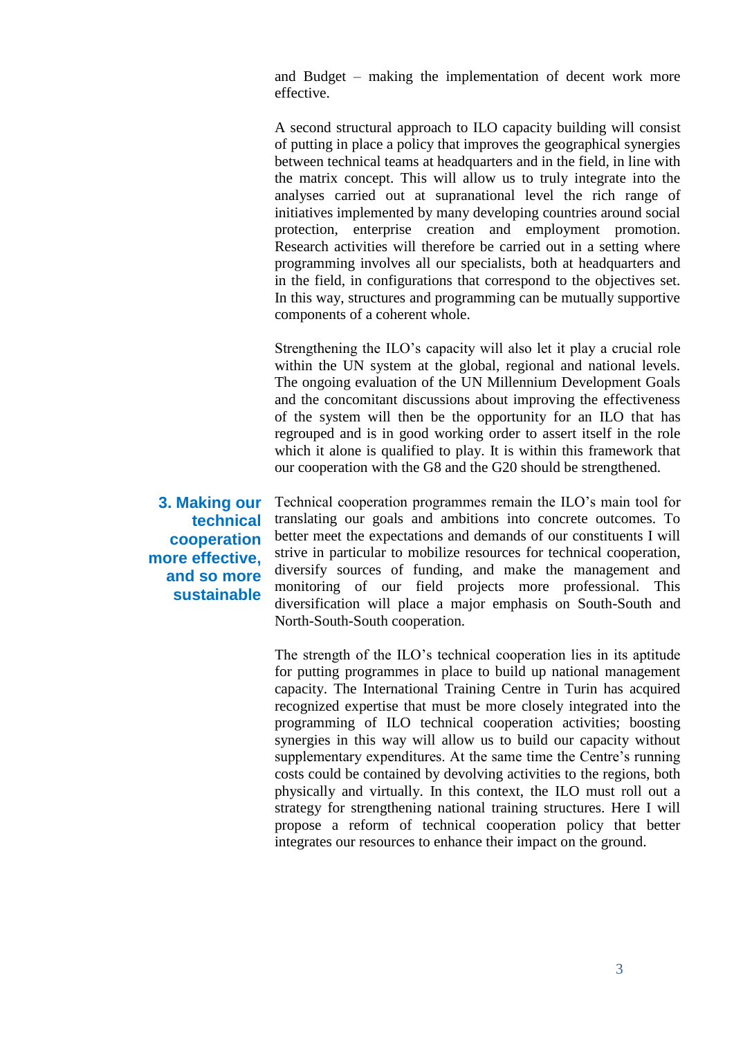and Budget – making the implementation of decent work more effective.

A second structural approach to ILO capacity building will consist of putting in place a policy that improves the geographical synergies between technical teams at headquarters and in the field, in line with the matrix concept. This will allow us to truly integrate into the analyses carried out at supranational level the rich range of initiatives implemented by many developing countries around social protection, enterprise creation and employment promotion. Research activities will therefore be carried out in a setting where programming involves all our specialists, both at headquarters and in the field, in configurations that correspond to the objectives set. In this way, structures and programming can be mutually supportive components of a coherent whole.

Strengthening the ILO's capacity will also let it play a crucial role within the UN system at the global, regional and national levels. The ongoing evaluation of the UN Millennium Development Goals and the concomitant discussions about improving the effectiveness of the system will then be the opportunity for an ILO that has regrouped and is in good working order to assert itself in the role which it alone is qualified to play. It is within this framework that our cooperation with the G8 and the G20 should be strengthened.

## 3. Making our technical cooperation more effective, and so more sustainable

Technical cooperation programmes remain the ILO's main tool for translating our goals and ambitions into concrete outcomes. To better meet the expectations and demands of our constituents I will strive in particular to mobilize resources for technical cooperation, diversify sources of funding, and make the management and monitoring of our field projects more professional. This diversification will place a major emphasis on South-South and North-South-South cooperation.

The strength of the ILO's technical cooperation lies in its aptitude for putting programmes in place to build up national management capacity. The International Training Centre in Turin has acquired recognized expertise that must be more closely integrated into the programming of ILO technical cooperation activities; boosting synergies in this way will allow us to build our capacity without supplementary expenditures. At the same time the Centre's running costs could be contained by devolving activities to the regions, both physically and virtually. In this context, the ILO must roll out a strategy for strengthening national training structures. Here I will propose a reform of technical cooperation policy that better integrates our resources to enhance their impact on the ground.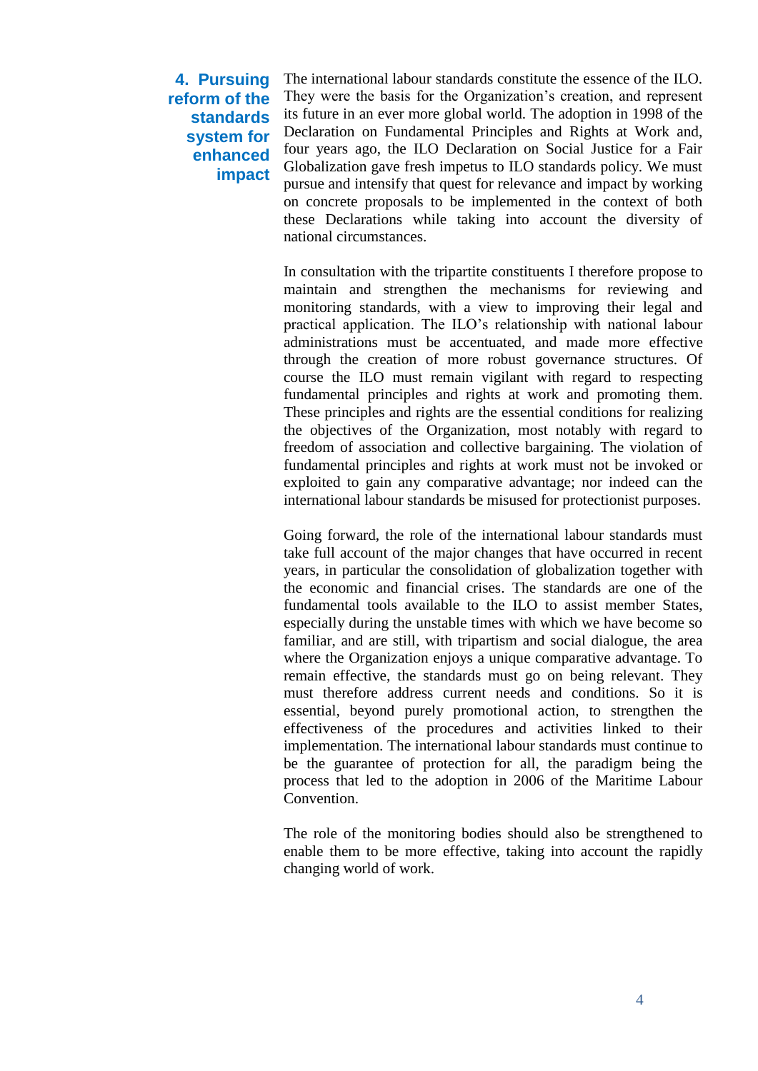## 4. Pursuing reform of the standards system for enhanced impact

The international labour standards constitute the essence of the ILO. They were the basis for the Organization's creation, and represent its future in an ever more global world. The adoption in 1998 of the Declaration on Fundamental Principles and Rights at Work and, four years ago, the ILO Declaration on Social Justice for a Fair Globalization gave fresh impetus to ILO standards policy. We must pursue and intensify that quest for relevance and impact by working on concrete proposals to be implemented in the context of both these Declarations while taking into account the diversity of national circumstances.

In consultation with the tripartite constituents I therefore propose to maintain and strengthen the mechanisms for reviewing and monitoring standards, with a view to improving their legal and practical application. The ILO's relationship with national labour administrations must be accentuated, and made more effective through the creation of more robust governance structures. Of course the ILO must remain vigilant with regard to respecting fundamental principles and rights at work and promoting them. These principles and rights are the essential conditions for realizing the objectives of the Organization, most notably with regard to freedom of association and collective bargaining. The violation of fundamental principles and rights at work must not be invoked or exploited to gain any comparative advantage; nor indeed can the international labour standards be misused for protectionist purposes.

Going forward, the role of the international labour standards must take full account of the major changes that have occurred in recent years, in particular the consolidation of globalization together with the economic and financial crises. The standards are one of the fundamental tools available to the ILO to assist member States, especially during the unstable times with which we have become so familiar, and are still, with tripartism and social dialogue, the area where the Organization enjoys a unique comparative advantage. To remain effective, the standards must go on being relevant. They must therefore address current needs and conditions. So it is essential, beyond purely promotional action, to strengthen the effectiveness of the procedures and activities linked to their implementation. The international labour standards must continue to be the guarantee of protection for all, the paradigm being the process that led to the adoption in 2006 of the Maritime Labour Convention.

The role of the monitoring bodies should also be strengthened to enable them to be more effective, taking into account the rapidly changing world of work.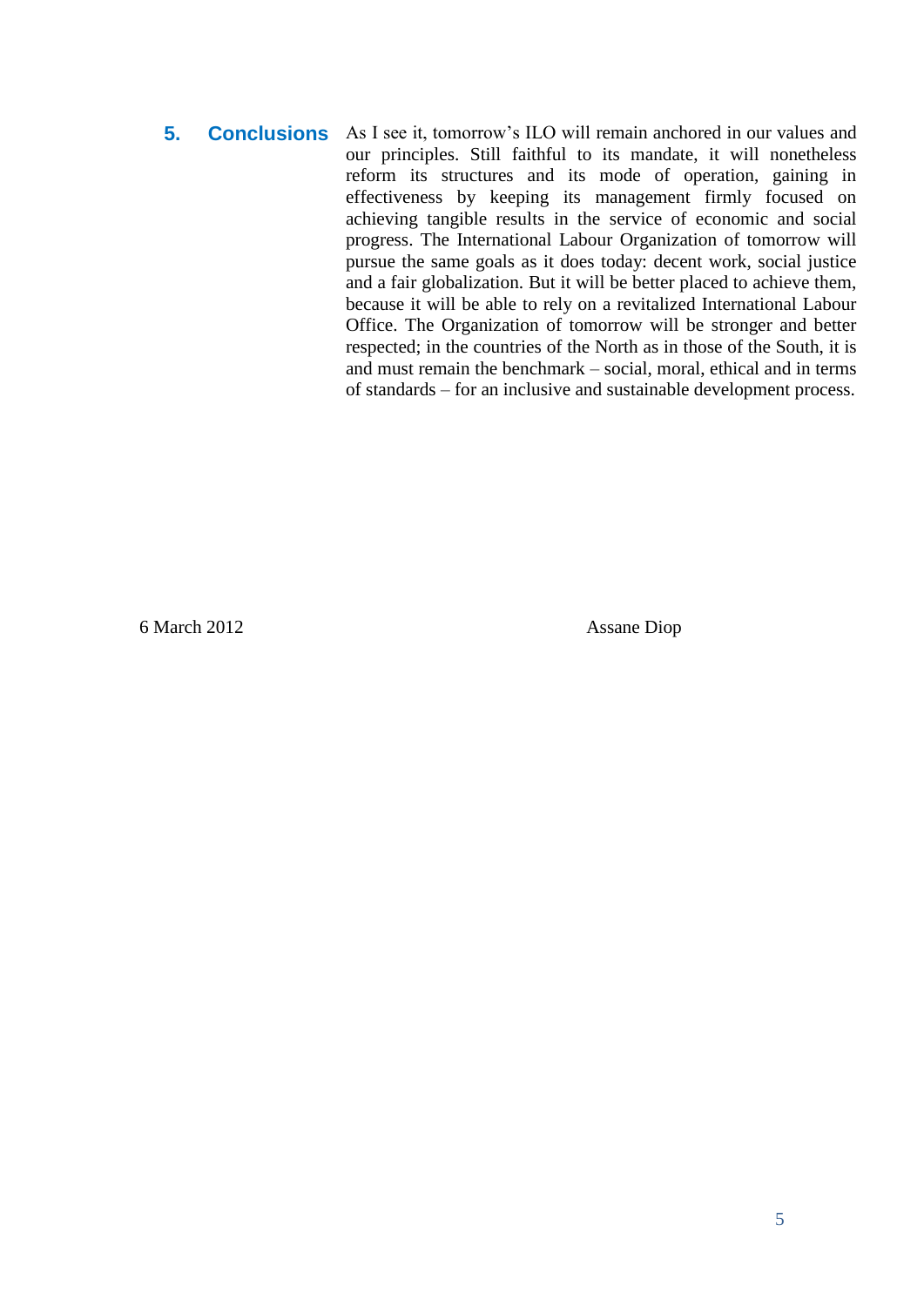## 5. Conclusions

As I see it, tomorrow's ILO will remain anchored in our values and our principles. Still faithful to its mandate, it will nonetheless reform its structures and its mode of operation, gaining in effectiveness by keeping its management firmly focused on achieving tangible results in the service of economic and social progress. The International Labour Organization of tomorrow will pursue the same goals as it does today: decent work, social justice and a fair globalization. But it will be better placed to achieve them, because it will be able to rely on a revitalized International Labour Office. The Organization of tomorrow will be stronger and better respected; in the countries of the North as in those of the South, it is and must remain the benchmark – social, moral, ethical and in terms of standards – for an inclusive and sustainable development process.

6 March 2012

Assane Diop